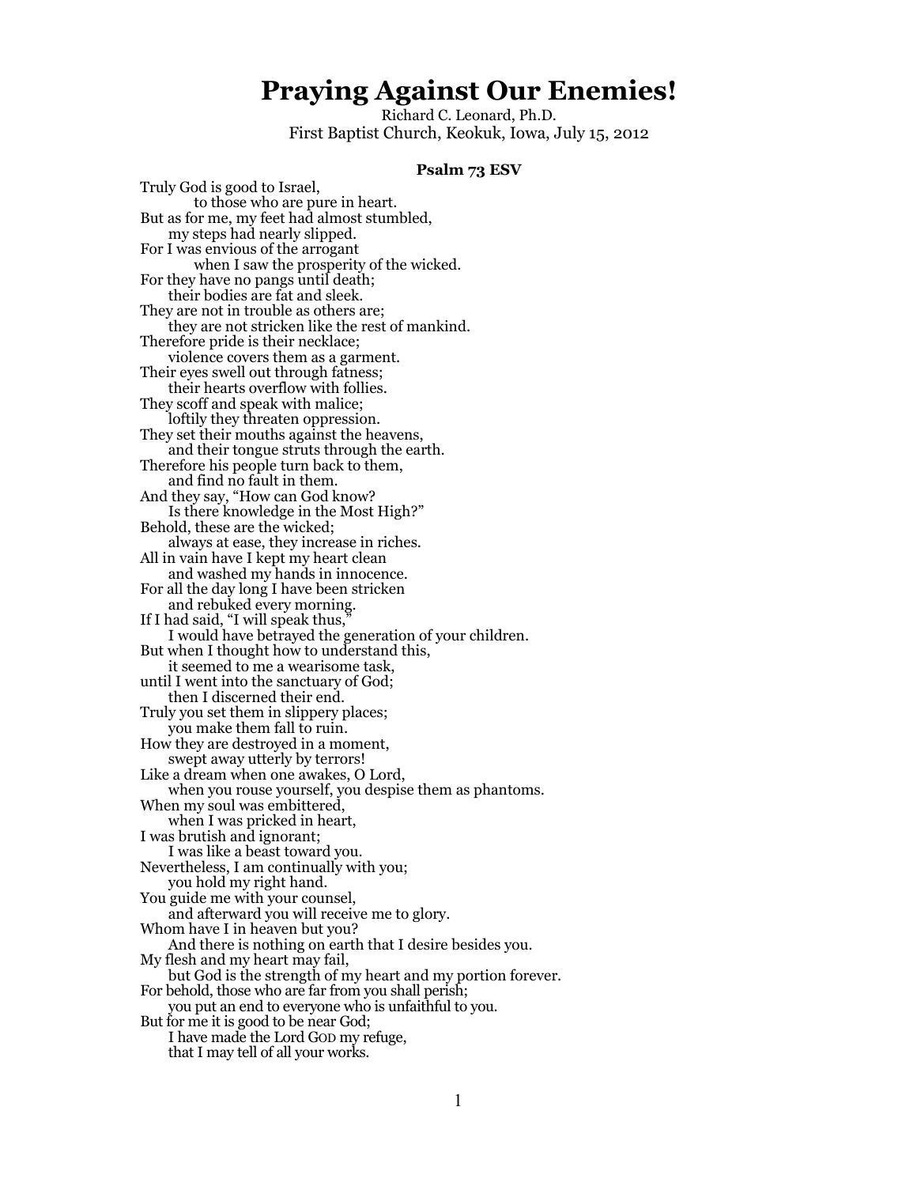# Praying Against Our Enemies!

Richard C. Leonard, Ph.D.
First Baptist Church, Keokuk, Iowa, July 15, 2012

### Psalm 73 ESV

Truly God is good to Israel,
to those who are pure in heart.
But as for me, my feet had almost stumbled,
my steps had nearly slipped.
For I was envious of the arrogant
when I saw the prosperity of the wicked.
For they have no pangs until death;
their bodies are fat and sleek.
They are not in trouble as others are;
they are not stricken like the rest of mankind.
Therefore pride is their necklace;
violence covers them as a garment.
Their eyes swell out through fatness;
their hearts overflow with follies.
They scoff and speak with malice;
loftily they threaten oppression.
They set their mouths against the heavens,
and their tongue struts through the earth.
Therefore his people turn back to them,
and find no fault in them.
And they say, "How can God know?
Is there knowledge in the Most High?"
Behold, these are the wicked;
always at ease, they increase in riches.
All in vain have I kept my heart clean
and washed my hands in innocence.
For all the day long I have been stricken
and rebuked every morning.
If I had said, "I will speak thus,"
I would have betrayed the generation of your children.
But when I thought how to understand this,
it seemed to me a wearisome task,
until I went into the sanctuary of God;
then I discerned their end.
Truly you set them in slippery places;
you make them fall to ruin.
How they are destroyed in a moment,
swept away utterly by terrors!
Like a dream when one awakes, O Lord,
when you rouse yourself, you despise them as phantoms.
When my soul was embittered,
when I was pricked in heart,
I was brutish and ignorant;
I was like a beast toward you.
Nevertheless, I am continually with you;
you hold my right hand.
You guide me with your counsel,
and afterward you will receive me to glory.
Whom have I in heaven but you?
And there is nothing on earth that I desire besides you.
My flesh and my heart may fail,
but God is the strength of my heart and my portion forever.
For behold, those who are far from you shall perish;
you put an end to everyone who is unfaithful to you.
But for me it is good to be near God;
I have made the Lord GOD my refuge,
that I may tell of all your works.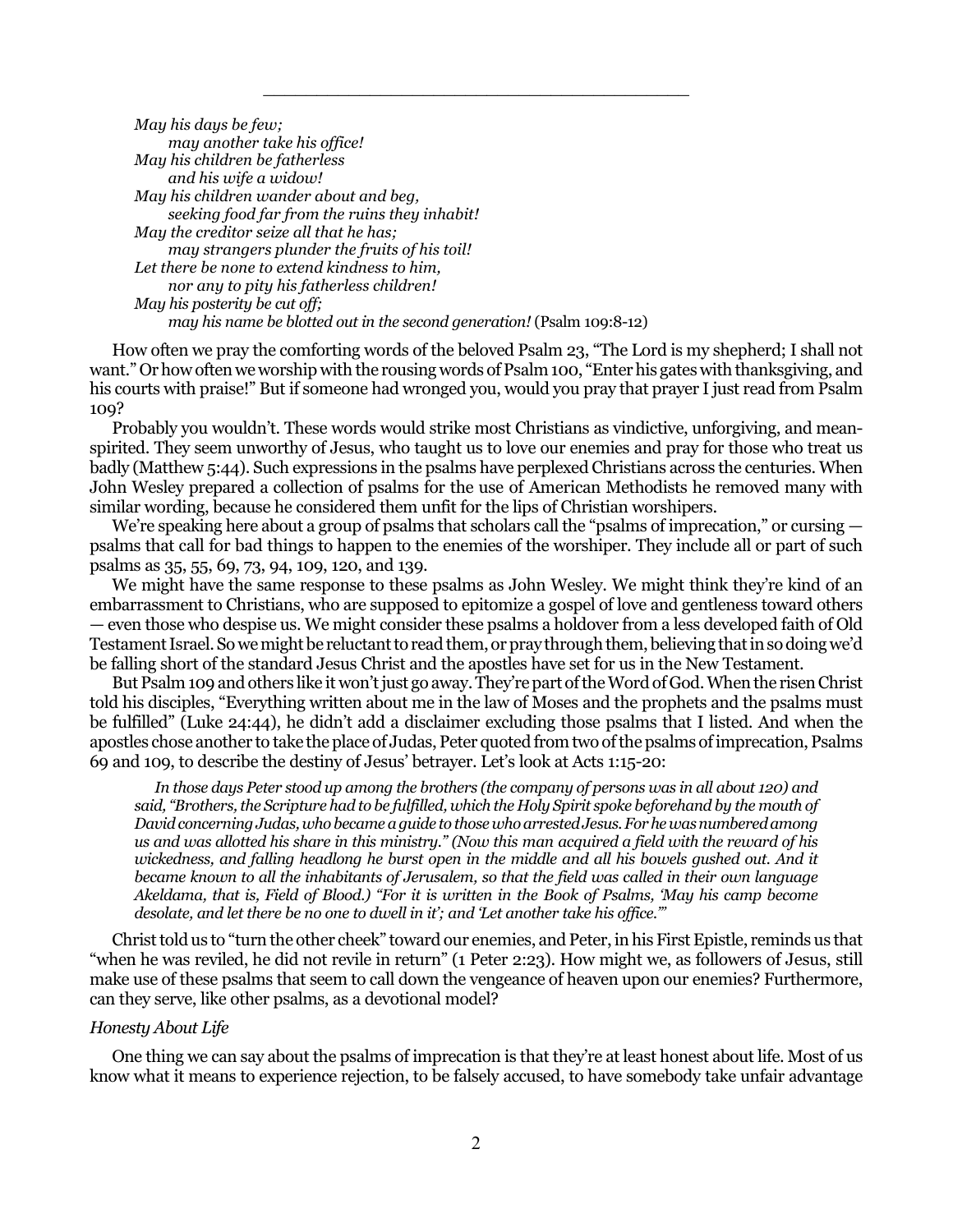*May his days be few;*
*may another take his office!*
*May his children be fatherless*
*and his wife a widow!*
*May his children wander about and beg,*
*seeking food far from the ruins they inhabit!*
*May the creditor seize all that he has;*
*may strangers plunder the fruits of his toil!*
*Let there be none to extend kindness to him,*
*nor any to pity his fatherless children!*
*May his posterity be cut off;*
*may his name be blotted out in the second generation!* (Psalm 109:8-12)

How often we pray the comforting words of the beloved Psalm 23, "The Lord is my shepherd; I shall not want." Or how often we worship with the rousing words of Psalm 100, "Enter his gates with thanksgiving, and his courts with praise!" But if someone had wronged you, would you pray that prayer I just read from Psalm 109?

Probably you wouldn't. These words would strike most Christians as vindictive, unforgiving, and mean-spirited. They seem unworthy of Jesus, who taught us to love our enemies and pray for those who treat us badly (Matthew 5:44). Such expressions in the psalms have perplexed Christians across the centuries. When John Wesley prepared a collection of psalms for the use of American Methodists he removed many with similar wording, because he considered them unfit for the lips of Christian worshipers.

We're speaking here about a group of psalms that scholars call the "psalms of imprecation," or cursing — psalms that call for bad things to happen to the enemies of the worshiper. They include all or part of such psalms as 35, 55, 69, 73, 94, 109, 120, and 139.

We might have the same response to these psalms as John Wesley. We might think they're kind of an embarrassment to Christians, who are supposed to epitomize a gospel of love and gentleness toward others — even those who despise us. We might consider these psalms a holdover from a less developed faith of Old Testament Israel. So we might be reluctant to read them, or pray through them, believing that in so doing we'd be falling short of the standard Jesus Christ and the apostles have set for us in the New Testament.

But Psalm 109 and others like it won't just go away. They're part of the Word of God. When the risen Christ told his disciples, "Everything written about me in the law of Moses and the prophets and the psalms must be fulfilled" (Luke 24:44), he didn't add a disclaimer excluding those psalms that I listed. And when the apostles chose another to take the place of Judas, Peter quoted from two of the psalms of imprecation, Psalms 69 and 109, to describe the destiny of Jesus' betrayer. Let's look at Acts 1:15-20:

*In those days Peter stood up among the brothers (the company of persons was in all about 120) and said, "Brothers, the Scripture had to be fulfilled, which the Holy Spirit spoke beforehand by the mouth of David concerning Judas, who became a guide to those who arrested Jesus. For he was numbered among us and was allotted his share in this ministry." (Now this man acquired a field with the reward of his wickedness, and falling headlong he burst open in the middle and all his bowels gushed out. And it became known to all the inhabitants of Jerusalem, so that the field was called in their own language Akeldama, that is, Field of Blood.) "For it is written in the Book of Psalms, 'May his camp become desolate, and let there be no one to dwell in it'; and 'Let another take his office.'"*

Christ told us to "turn the other cheek" toward our enemies, and Peter, in his First Epistle, reminds us that "when he was reviled, he did not revile in return" (1 Peter 2:23). How might we, as followers of Jesus, still make use of these psalms that seem to call down the vengeance of heaven upon our enemies? Furthermore, can they serve, like other psalms, as a devotional model?

*Honesty About Life*

One thing we can say about the psalms of imprecation is that they're at least honest about life. Most of us know what it means to experience rejection, to be falsely accused, to have somebody take unfair advantage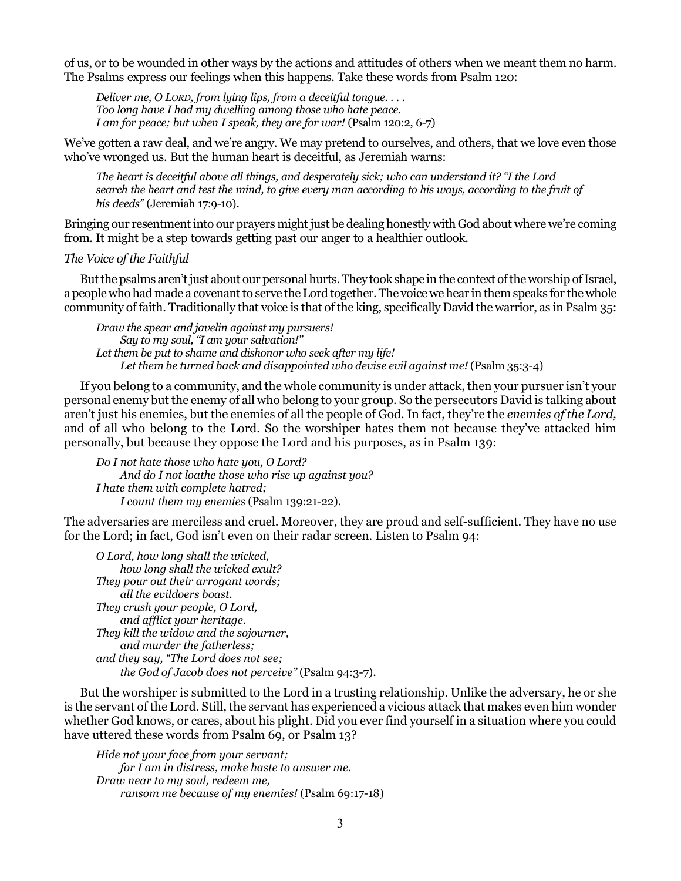of us, or to be wounded in other ways by the actions and attitudes of others when we meant them no harm. The Psalms express our feelings when this happens. Take these words from Psalm 120:

> *Deliver me, O LORD, from lying lips, from a deceitful tongue. . . .*
> *Too long have I had my dwelling among those who hate peace.*
> *I am for peace; but when I speak, they are for war!* (Psalm 120:2, 6-7)

We've gotten a raw deal, and we're angry. We may pretend to ourselves, and others, that we love even those who've wronged us. But the human heart is deceitful, as Jeremiah warns:

> *The heart is deceitful above all things, and desperately sick; who can understand it? "I the Lord search the heart and test the mind, to give every man according to his ways, according to the fruit of his deeds"* (Jeremiah 17:9-10).

Bringing our resentment into our prayers might just be dealing honestly with God about where we're coming from. It might be a step towards getting past our anger to a healthier outlook.

*The Voice of the Faithful*

But the psalms aren't just about our personal hurts. They took shape in the context of the worship of Israel, a people who had made a covenant to serve the Lord together. The voice we hear in them speaks for the whole community of faith. Traditionally that voice is that of the king, specifically David the warrior, as in Psalm 35:

> *Draw the spear and javelin against my pursuers!*
> *Say to my soul, "I am your salvation!"*
> *Let them be put to shame and dishonor who seek after my life!*
> *Let them be turned back and disappointed who devise evil against me!* (Psalm 35:3-4)

If you belong to a community, and the whole community is under attack, then your pursuer isn't your personal enemy but the enemy of all who belong to your group. So the persecutors David is talking about aren't just his enemies, but the enemies of all the people of God. In fact, they're the *enemies of the Lord,* and of all who belong to the Lord. So the worshiper hates them not because they've attacked him personally, but because they oppose the Lord and his purposes, as in Psalm 139:

> *Do I not hate those who hate you, O Lord?*
> *And do I not loathe those who rise up against you?*
> *I hate them with complete hatred;*
> *I count them my enemies* (Psalm 139:21-22).

The adversaries are merciless and cruel. Moreover, they are proud and self-sufficient. They have no use for the Lord; in fact, God isn't even on their radar screen. Listen to Psalm 94:

> *O Lord, how long shall the wicked,*
> *how long shall the wicked exult?*
> *They pour out their arrogant words;*
> *all the evildoers boast.*
> *They crush your people, O Lord,*
> *and afflict your heritage.*
> *They kill the widow and the sojourner,*
> *and murder the fatherless;*
> *and they say, "The Lord does not see;*
> *the God of Jacob does not perceive"* (Psalm 94:3-7).

But the worshiper is submitted to the Lord in a trusting relationship. Unlike the adversary, he or she is the servant of the Lord. Still, the servant has experienced a vicious attack that makes even him wonder whether God knows, or cares, about his plight. Did you ever find yourself in a situation where you could have uttered these words from Psalm 69, or Psalm 13?

> *Hide not your face from your servant;*
> *for I am in distress, make haste to answer me.*
> *Draw near to my soul, redeem me,*
> *ransom me because of my enemies!* (Psalm 69:17-18)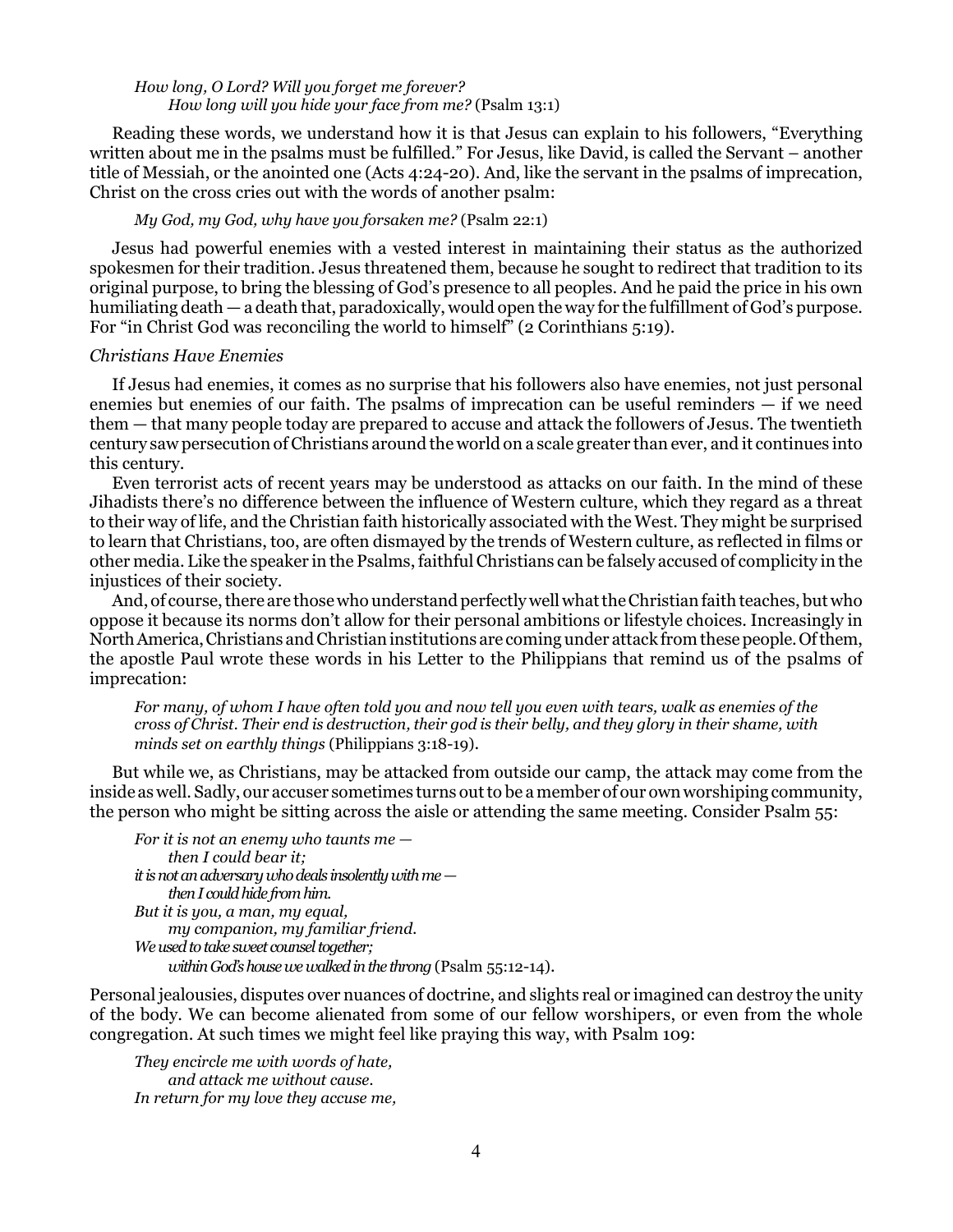*How long, O Lord? Will you forget me forever?*
*How long will you hide your face from me?* (Psalm 13:1)

Reading these words, we understand how it is that Jesus can explain to his followers, "Everything written about me in the psalms must be fulfilled." For Jesus, like David, is called the Servant – another title of Messiah, or the anointed one (Acts 4:24-20). And, like the servant in the psalms of imprecation, Christ on the cross cries out with the words of another psalm:

*My God, my God, why have you forsaken me?* (Psalm 22:1)

Jesus had powerful enemies with a vested interest in maintaining their status as the authorized spokesmen for their tradition. Jesus threatened them, because he sought to redirect that tradition to its original purpose, to bring the blessing of God's presence to all peoples. And he paid the price in his own humiliating death — a death that, paradoxically, would open the way for the fulfillment of God's purpose. For "in Christ God was reconciling the world to himself" (2 Corinthians 5:19).

*Christians Have Enemies*

If Jesus had enemies, it comes as no surprise that his followers also have enemies, not just personal enemies but enemies of our faith. The psalms of imprecation can be useful reminders — if we need them — that many people today are prepared to accuse and attack the followers of Jesus. The twentieth century saw persecution of Christians around the world on a scale greater than ever, and it continues into this century.

Even terrorist acts of recent years may be understood as attacks on our faith. In the mind of these Jihadists there's no difference between the influence of Western culture, which they regard as a threat to their way of life, and the Christian faith historically associated with the West. They might be surprised to learn that Christians, too, are often dismayed by the trends of Western culture, as reflected in films or other media. Like the speaker in the Psalms, faithful Christians can be falsely accused of complicity in the injustices of their society.

And, of course, there are those who understand perfectly well what the Christian faith teaches, but who oppose it because its norms don't allow for their personal ambitions or lifestyle choices. Increasingly in North America, Christians and Christian institutions are coming under attack from these people. Of them, the apostle Paul wrote these words in his Letter to the Philippians that remind us of the psalms of imprecation:

*For many, of whom I have often told you and now tell you even with tears, walk as enemies of the cross of Christ. Their end is destruction, their god is their belly, and they glory in their shame, with minds set on earthly things* (Philippians 3:18-19).

But while we, as Christians, may be attacked from outside our camp, the attack may come from the inside as well. Sadly, our accuser sometimes turns out to be a member of our own worshiping community, the person who might be sitting across the aisle or attending the same meeting. Consider Psalm 55:

*For it is not an enemy who taunts me —*
*then I could bear it;*
*it is not an adversary who deals insolently with me —*
*then I could hide from him.*
*But it is you, a man, my equal,*
*my companion, my familiar friend.*
*We used to take sweet counsel together;*
*within God's house we walked in the throng* (Psalm 55:12-14).

Personal jealousies, disputes over nuances of doctrine, and slights real or imagined can destroy the unity of the body. We can become alienated from some of our fellow worshipers, or even from the whole congregation. At such times we might feel like praying this way, with Psalm 109:

*They encircle me with words of hate,*
*and attack me without cause.*
*In return for my love they accuse me,*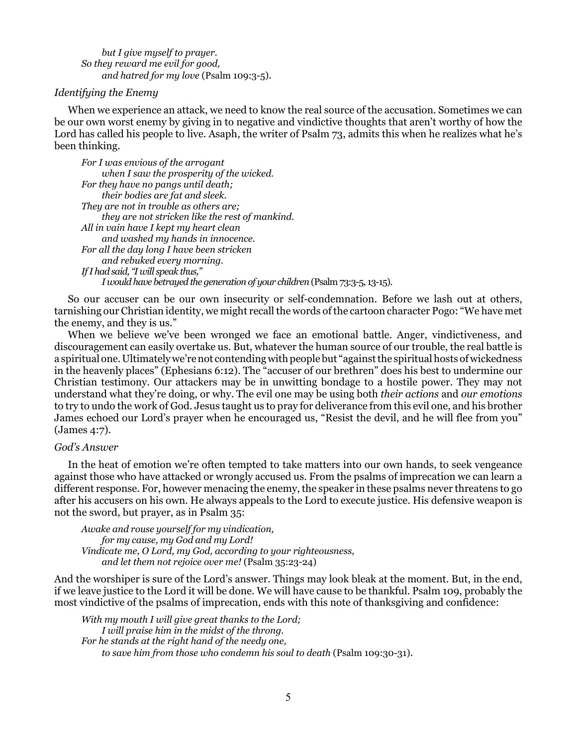*but I give myself to prayer.*  
*So they reward me evil for good,*  
*and hatred for my love* (Psalm 109:3-5).

### *Identifying the Enemy*

When we experience an attack, we need to know the real source of the accusation. Sometimes we can be our own worst enemy by giving in to negative and vindictive thoughts that aren't worthy of how the Lord has called his people to live. Asaph, the writer of Psalm 73, admits this when he realizes what he's been thinking.

> *For I was envious of the arrogant*  
> *when I saw the prosperity of the wicked.*  
> *For they have no pangs until death;*  
> *their bodies are fat and sleek.*  
> *They are not in trouble as others are;*  
> *they are not stricken like the rest of mankind.*  
> *All in vain have I kept my heart clean*  
> *and washed my hands in innocence.*  
> *For all the day long I have been stricken*  
> *and rebuked every morning.*  
> *If I had said, "I will speak thus,"*  
> *I would have betrayed the generation of your children* (Psalm 73:3-5, 13-15).

So our accuser can be our own insecurity or self-condemnation. Before we lash out at others, tarnishing our Christian identity, we might recall the words of the cartoon character Pogo: "We have met the enemy, and they is us."

When we believe we've been wronged we face an emotional battle. Anger, vindictiveness, and discouragement can easily overtake us. But, whatever the human source of our trouble, the real battle is a spiritual one. Ultimately we're not contending with people but "against the spiritual hosts of wickedness in the heavenly places" (Ephesians 6:12). The "accuser of our brethren" does his best to undermine our Christian testimony. Our attackers may be in unwitting bondage to a hostile power. They may not understand what they're doing, or why. The evil one may be using both *their actions* and *our emotions* to try to undo the work of God. Jesus taught us to pray for deliverance from this evil one, and his brother James echoed our Lord's prayer when he encouraged us, "Resist the devil, and he will flee from you" (James 4:7).

### *God's Answer*

In the heat of emotion we're often tempted to take matters into our own hands, to seek vengeance against those who have attacked or wrongly accused us. From the psalms of imprecation we can learn a different response. For, however menacing the enemy, the speaker in these psalms never threatens to go after his accusers on his own. He always appeals to the Lord to execute justice. His defensive weapon is not the sword, but prayer, as in Psalm 35:

> *Awake and rouse yourself for my vindication,*  
> *for my cause, my God and my Lord!*  
> *Vindicate me, O Lord, my God, according to your righteousness,*  
> *and let them not rejoice over me!* (Psalm 35:23-24)

And the worshiper is sure of the Lord's answer. Things may look bleak at the moment. But, in the end, if we leave justice to the Lord it will be done. We will have cause to be thankful. Psalm 109, probably the most vindictive of the psalms of imprecation, ends with this note of thanksgiving and confidence:

> *With my mouth I will give great thanks to the Lord;*  
> *I will praise him in the midst of the throng.*  
> *For he stands at the right hand of the needy one,*  
> *to save him from those who condemn his soul to death* (Psalm 109:30-31).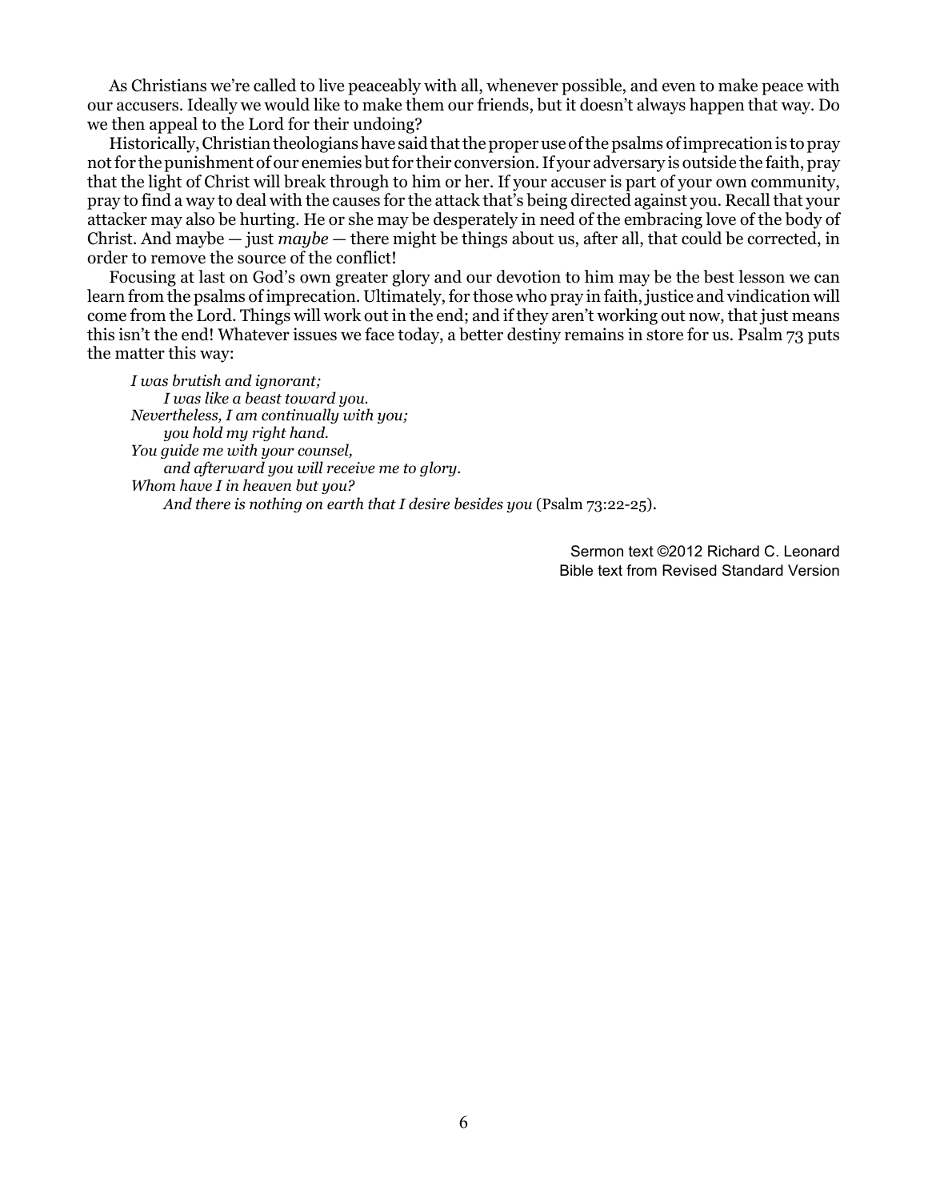As Christians we're called to live peaceably with all, whenever possible, and even to make peace with our accusers. Ideally we would like to make them our friends, but it doesn't always happen that way. Do we then appeal to the Lord for their undoing?

Historically, Christian theologians have said that the proper use of the psalms of imprecation is to pray not for the punishment of our enemies but for their conversion. If your adversary is outside the faith, pray that the light of Christ will break through to him or her. If your accuser is part of your own community, pray to find a way to deal with the causes for the attack that's being directed against you. Recall that your attacker may also be hurting. He or she may be desperately in need of the embracing love of the body of Christ. And maybe — just *maybe* — there might be things about us, after all, that could be corrected, in order to remove the source of the conflict!

Focusing at last on God's own greater glory and our devotion to him may be the best lesson we can learn from the psalms of imprecation. Ultimately, for those who pray in faith, justice and vindication will come from the Lord. Things will work out in the end; and if they aren't working out now, that just means this isn't the end! Whatever issues we face today, a better destiny remains in store for us. Psalm 73 puts the matter this way:

> *I was brutish and ignorant;*
> *I was like a beast toward you.*
> *Nevertheless, I am continually with you;*
> *you hold my right hand.*
> *You guide me with your counsel,*
> *and afterward you will receive me to glory.*
> *Whom have I in heaven but you?*
> *And there is nothing on earth that I desire besides you* (Psalm 73:22-25).

Sermon text ©2012 Richard C. Leonard
Bible text from Revised Standard Version